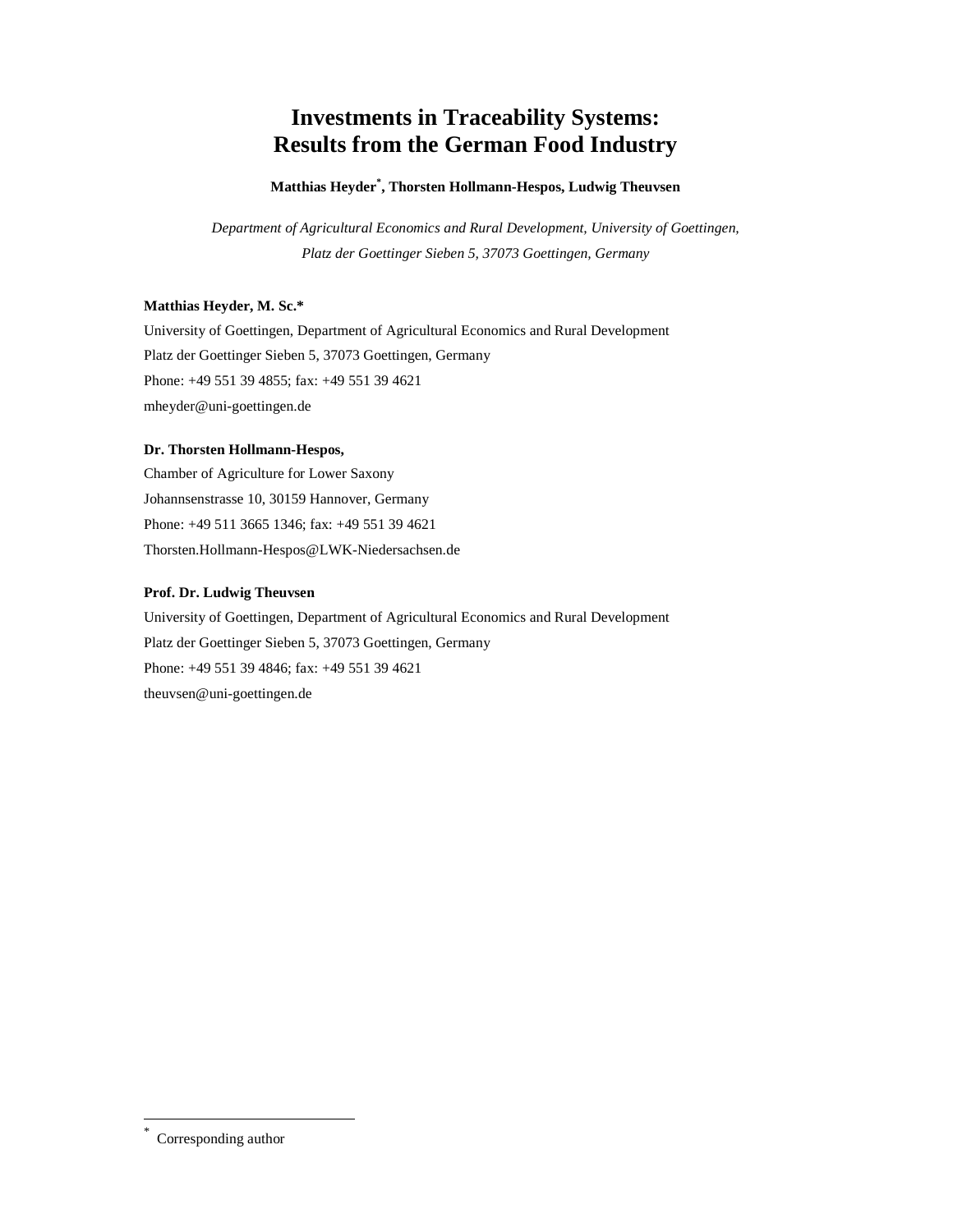# Investments in Traceability Systems: Results from the German Food Industry

**Matthias Heyder[*], Thorsten Hollmann-Hespos, Ludwig Theuvsen**

*Department of Agricultural Economics and Rural Development, University of Goettingen, Platz der Goettinger Sieben 5, 37073 Goettingen, Germany*

**Matthias Heyder, M. Sc.***

University of Goettingen, Department of Agricultural Economics and Rural Development
Platz der Goettinger Sieben 5, 37073 Goettingen, Germany
Phone: +49 551 39 4855; fax: +49 551 39 4621
mheyder@uni-goettingen.de

**Dr. Thorsten Hollmann-Hespos,**

Chamber of Agriculture for Lower Saxony
Johannsenstrasse 10, 30159 Hannover, Germany
Phone: +49 511 3665 1346; fax: +49 551 39 4621
Thorsten.Hollmann-Hespos@LWK-Niedersachsen.de

**Prof. Dr. Ludwig Theuvsen**

University of Goettingen, Department of Agricultural Economics and Rural Development
Platz der Goettinger Sieben 5, 37073 Goettingen, Germany
Phone: +49 551 39 4846; fax: +49 551 39 4621
theuvsen@uni-goettingen.de

---

[*] Corresponding author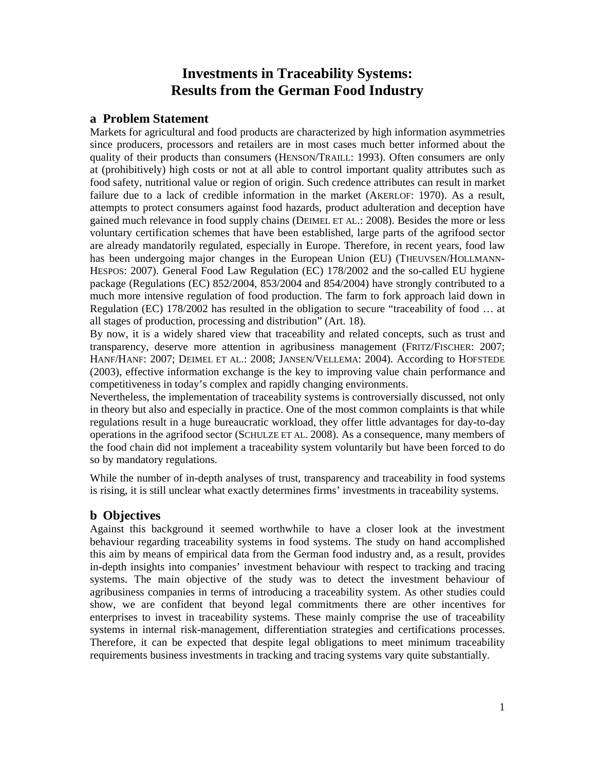# Investments in Traceability Systems: Results from the German Food Industry

## a Problem Statement

Markets for agricultural and food products are characterized by high information asymmetries since producers, processors and retailers are in most cases much better informed about the quality of their products than consumers (HENSON/TRAILL: 1993). Often consumers are only at (prohibitively) high costs or not at all able to control important quality attributes such as food safety, nutritional value or region of origin. Such credence attributes can result in market failure due to a lack of credible information in the market (AKERLOF: 1970). As a result, attempts to protect consumers against food hazards, product adulteration and deception have gained much relevance in food supply chains (DEIMEL ET AL.: 2008). Besides the more or less voluntary certification schemes that have been established, large parts of the agrifood sector are already mandatorily regulated, especially in Europe. Therefore, in recent years, food law has been undergoing major changes in the European Union (EU) (THEUVSEN/HOLLMANN-HESPOS: 2007). General Food Law Regulation (EC) 178/2002 and the so-called EU hygiene package (Regulations (EC) 852/2004, 853/2004 and 854/2004) have strongly contributed to a much more intensive regulation of food production. The farm to fork approach laid down in Regulation (EC) 178/2002 has resulted in the obligation to secure "traceability of food … at all stages of production, processing and distribution" (Art. 18).

By now, it is a widely shared view that traceability and related concepts, such as trust and transparency, deserve more attention in agribusiness management (FRITZ/FISCHER: 2007; HANF/HANF: 2007; DEIMEL ET AL.: 2008; JANSEN/VELLEMA: 2004). According to HOFSTEDE (2003), effective information exchange is the key to improving value chain performance and competitiveness in today's complex and rapidly changing environments.

Nevertheless, the implementation of traceability systems is controversially discussed, not only in theory but also and especially in practice. One of the most common complaints is that while regulations result in a huge bureaucratic workload, they offer little advantages for day-to-day operations in the agrifood sector (SCHULZE ET AL. 2008). As a consequence, many members of the food chain did not implement a traceability system voluntarily but have been forced to do so by mandatory regulations.

While the number of in-depth analyses of trust, transparency and traceability in food systems is rising, it is still unclear what exactly determines firms' investments in traceability systems.

## b Objectives

Against this background it seemed worthwhile to have a closer look at the investment behaviour regarding traceability systems in food systems. The study on hand accomplished this aim by means of empirical data from the German food industry and, as a result, provides in-depth insights into companies' investment behaviour with respect to tracking and tracing systems. The main objective of the study was to detect the investment behaviour of agribusiness companies in terms of introducing a traceability system. As other studies could show, we are confident that beyond legal commitments there are other incentives for enterprises to invest in traceability systems. These mainly comprise the use of traceability systems in internal risk-management, differentiation strategies and certifications processes. Therefore, it can be expected that despite legal obligations to meet minimum traceability requirements business investments in tracking and tracing systems vary quite substantially.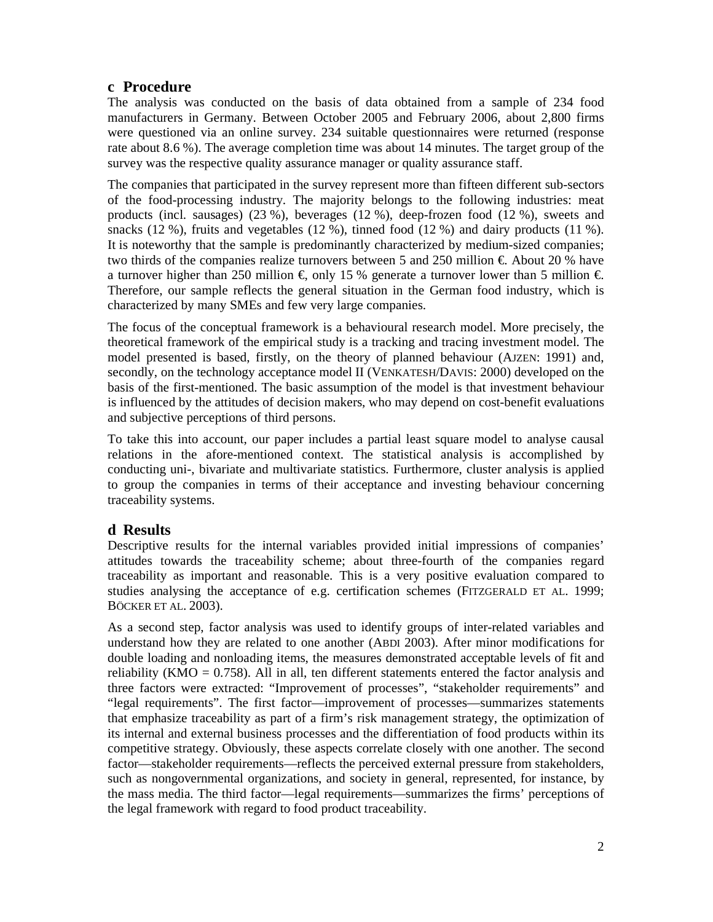## c Procedure

The analysis was conducted on the basis of data obtained from a sample of 234 food manufacturers in Germany. Between October 2005 and February 2006, about 2,800 firms were questioned via an online survey. 234 suitable questionnaires were returned (response rate about 8.6 %). The average completion time was about 14 minutes. The target group of the survey was the respective quality assurance manager or quality assurance staff.

The companies that participated in the survey represent more than fifteen different sub-sectors of the food-processing industry. The majority belongs to the following industries: meat products (incl. sausages) (23 %), beverages (12 %), deep-frozen food (12 %), sweets and snacks (12 %), fruits and vegetables (12 %), tinned food (12 %) and dairy products (11 %). It is noteworthy that the sample is predominantly characterized by medium-sized companies; two thirds of the companies realize turnovers between 5 and 250 million €. About 20 % have a turnover higher than 250 million €, only 15 % generate a turnover lower than 5 million €. Therefore, our sample reflects the general situation in the German food industry, which is characterized by many SMEs and few very large companies.

The focus of the conceptual framework is a behavioural research model. More precisely, the theoretical framework of the empirical study is a tracking and tracing investment model. The model presented is based, firstly, on the theory of planned behaviour (AJZEN: 1991) and, secondly, on the technology acceptance model II (VENKATESH/DAVIS: 2000) developed on the basis of the first-mentioned. The basic assumption of the model is that investment behaviour is influenced by the attitudes of decision makers, who may depend on cost-benefit evaluations and subjective perceptions of third persons.

To take this into account, our paper includes a partial least square model to analyse causal relations in the afore-mentioned context. The statistical analysis is accomplished by conducting uni-, bivariate and multivariate statistics. Furthermore, cluster analysis is applied to group the companies in terms of their acceptance and investing behaviour concerning traceability systems.

## d Results

Descriptive results for the internal variables provided initial impressions of companies' attitudes towards the traceability scheme; about three-fourth of the companies regard traceability as important and reasonable. This is a very positive evaluation compared to studies analysing the acceptance of e.g. certification schemes (FITZGERALD ET AL. 1999; BÖCKER ET AL. 2003).

As a second step, factor analysis was used to identify groups of inter-related variables and understand how they are related to one another (ABDI 2003). After minor modifications for double loading and nonloading items, the measures demonstrated acceptable levels of fit and reliability (KMO = 0.758). All in all, ten different statements entered the factor analysis and three factors were extracted: "Improvement of processes", "stakeholder requirements" and "legal requirements". The first factor—improvement of processes—summarizes statements that emphasize traceability as part of a firm's risk management strategy, the optimization of its internal and external business processes and the differentiation of food products within its competitive strategy. Obviously, these aspects correlate closely with one another. The second factor—stakeholder requirements—reflects the perceived external pressure from stakeholders, such as nongovernmental organizations, and society in general, represented, for instance, by the mass media. The third factor—legal requirements—summarizes the firms' perceptions of the legal framework with regard to food product traceability.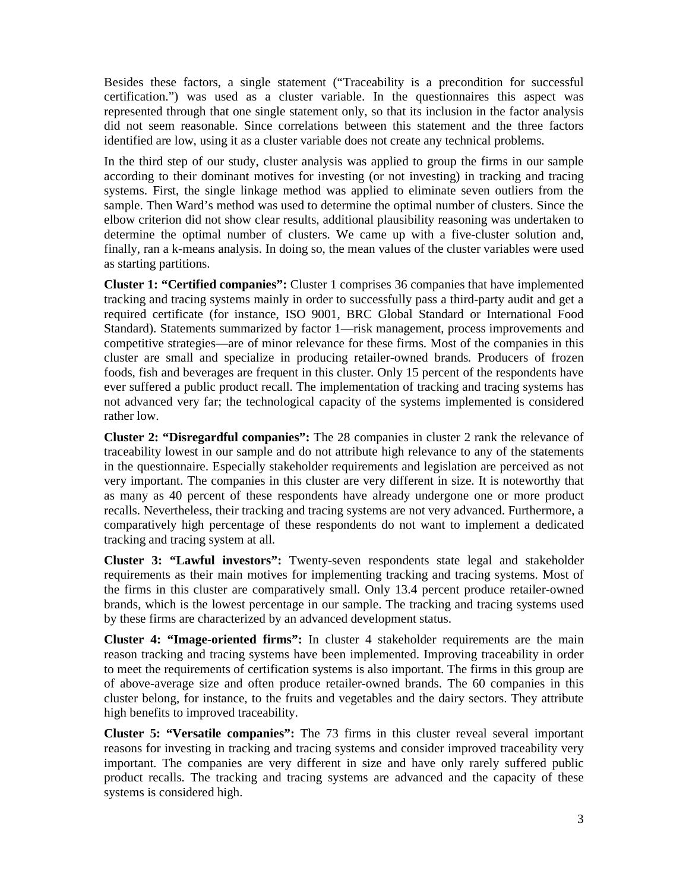Besides these factors, a single statement ("Traceability is a precondition for successful certification.") was used as a cluster variable. In the questionnaires this aspect was represented through that one single statement only, so that its inclusion in the factor analysis did not seem reasonable. Since correlations between this statement and the three factors identified are low, using it as a cluster variable does not create any technical problems.

In the third step of our study, cluster analysis was applied to group the firms in our sample according to their dominant motives for investing (or not investing) in tracking and tracing systems. First, the single linkage method was applied to eliminate seven outliers from the sample. Then Ward's method was used to determine the optimal number of clusters. Since the elbow criterion did not show clear results, additional plausibility reasoning was undertaken to determine the optimal number of clusters. We came up with a five-cluster solution and, finally, ran a k-means analysis. In doing so, the mean values of the cluster variables were used as starting partitions.

**Cluster 1: "Certified companies":** Cluster 1 comprises 36 companies that have implemented tracking and tracing systems mainly in order to successfully pass a third-party audit and get a required certificate (for instance, ISO 9001, BRC Global Standard or International Food Standard). Statements summarized by factor 1—risk management, process improvements and competitive strategies—are of minor relevance for these firms. Most of the companies in this cluster are small and specialize in producing retailer-owned brands. Producers of frozen foods, fish and beverages are frequent in this cluster. Only 15 percent of the respondents have ever suffered a public product recall. The implementation of tracking and tracing systems has not advanced very far; the technological capacity of the systems implemented is considered rather low.

**Cluster 2: "Disregardful companies":** The 28 companies in cluster 2 rank the relevance of traceability lowest in our sample and do not attribute high relevance to any of the statements in the questionnaire. Especially stakeholder requirements and legislation are perceived as not very important. The companies in this cluster are very different in size. It is noteworthy that as many as 40 percent of these respondents have already undergone one or more product recalls. Nevertheless, their tracking and tracing systems are not very advanced. Furthermore, a comparatively high percentage of these respondents do not want to implement a dedicated tracking and tracing system at all.

**Cluster 3: "Lawful investors":** Twenty-seven respondents state legal and stakeholder requirements as their main motives for implementing tracking and tracing systems. Most of the firms in this cluster are comparatively small. Only 13.4 percent produce retailer-owned brands, which is the lowest percentage in our sample. The tracking and tracing systems used by these firms are characterized by an advanced development status.

**Cluster 4: "Image-oriented firms":** In cluster 4 stakeholder requirements are the main reason tracking and tracing systems have been implemented. Improving traceability in order to meet the requirements of certification systems is also important. The firms in this group are of above-average size and often produce retailer-owned brands. The 60 companies in this cluster belong, for instance, to the fruits and vegetables and the dairy sectors. They attribute high benefits to improved traceability.

**Cluster 5: "Versatile companies":** The 73 firms in this cluster reveal several important reasons for investing in tracking and tracing systems and consider improved traceability very important. The companies are very different in size and have only rarely suffered public product recalls. The tracking and tracing systems are advanced and the capacity of these systems is considered high.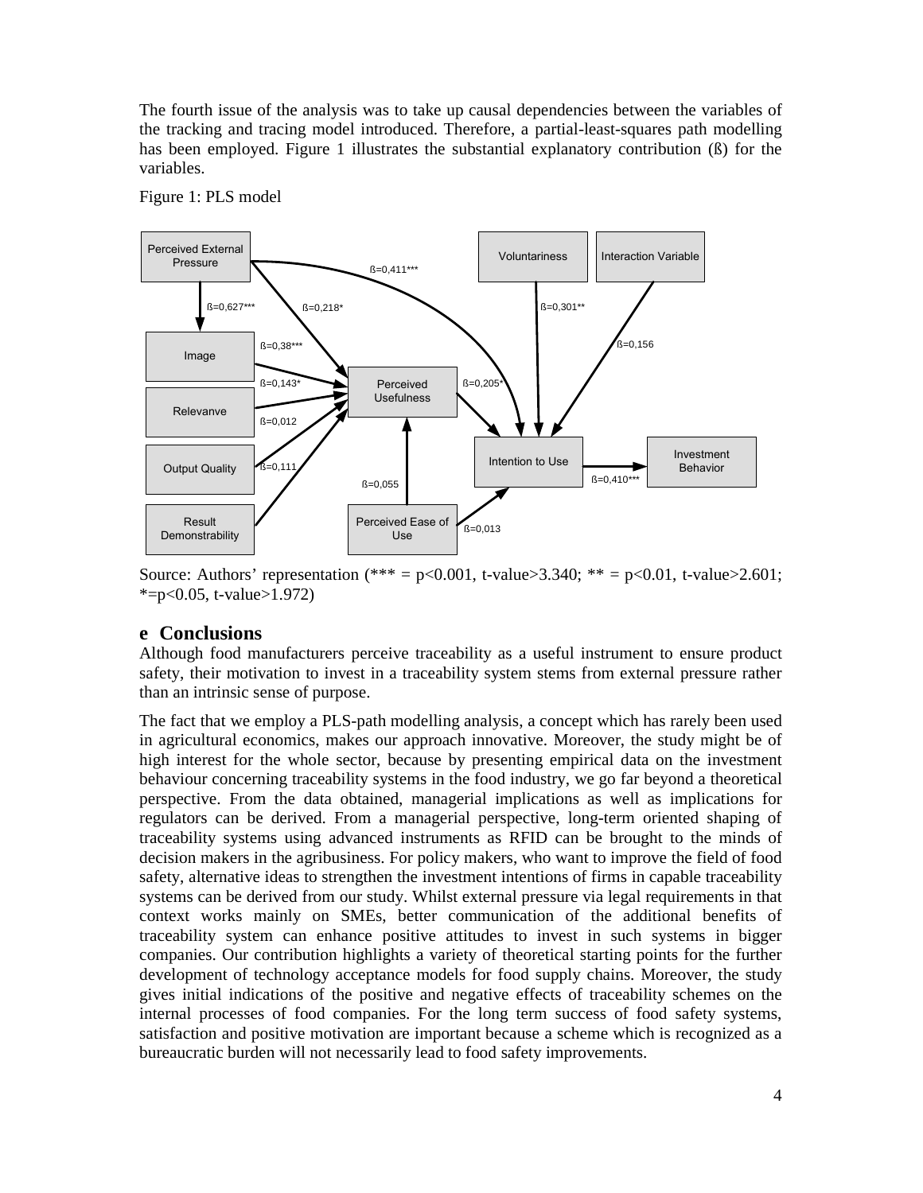The fourth issue of the analysis was to take up causal dependencies between the variables of the tracking and tracing model introduced. Therefore, a partial-least-squares path modelling has been employed. Figure 1 illustrates the substantial explanatory contribution (ß) for the variables.

Figure 1: PLS model

Source: Authors' representation (*** = p<0.001, t-value>3.340; ** = p<0.01, t-value>2.601; *=p<0.05, t-value>1.972)

## e Conclusions

Although food manufacturers perceive traceability as a useful instrument to ensure product safety, their motivation to invest in a traceability system stems from external pressure rather than an intrinsic sense of purpose.

The fact that we employ a PLS-path modelling analysis, a concept which has rarely been used in agricultural economics, makes our approach innovative. Moreover, the study might be of high interest for the whole sector, because by presenting empirical data on the investment behaviour concerning traceability systems in the food industry, we go far beyond a theoretical perspective. From the data obtained, managerial implications as well as implications for regulators can be derived. From a managerial perspective, long-term oriented shaping of traceability systems using advanced instruments as RFID can be brought to the minds of decision makers in the agribusiness. For policy makers, who want to improve the field of food safety, alternative ideas to strengthen the investment intentions of firms in capable traceability systems can be derived from our study. Whilst external pressure via legal requirements in that context works mainly on SMEs, better communication of the additional benefits of traceability system can enhance positive attitudes to invest in such systems in bigger companies. Our contribution highlights a variety of theoretical starting points for the further development of technology acceptance models for food supply chains. Moreover, the study gives initial indications of the positive and negative effects of traceability schemes on the internal processes of food companies. For the long term success of food safety systems, satisfaction and positive motivation are important because a scheme which is recognized as a bureaucratic burden will not necessarily lead to food safety improvements.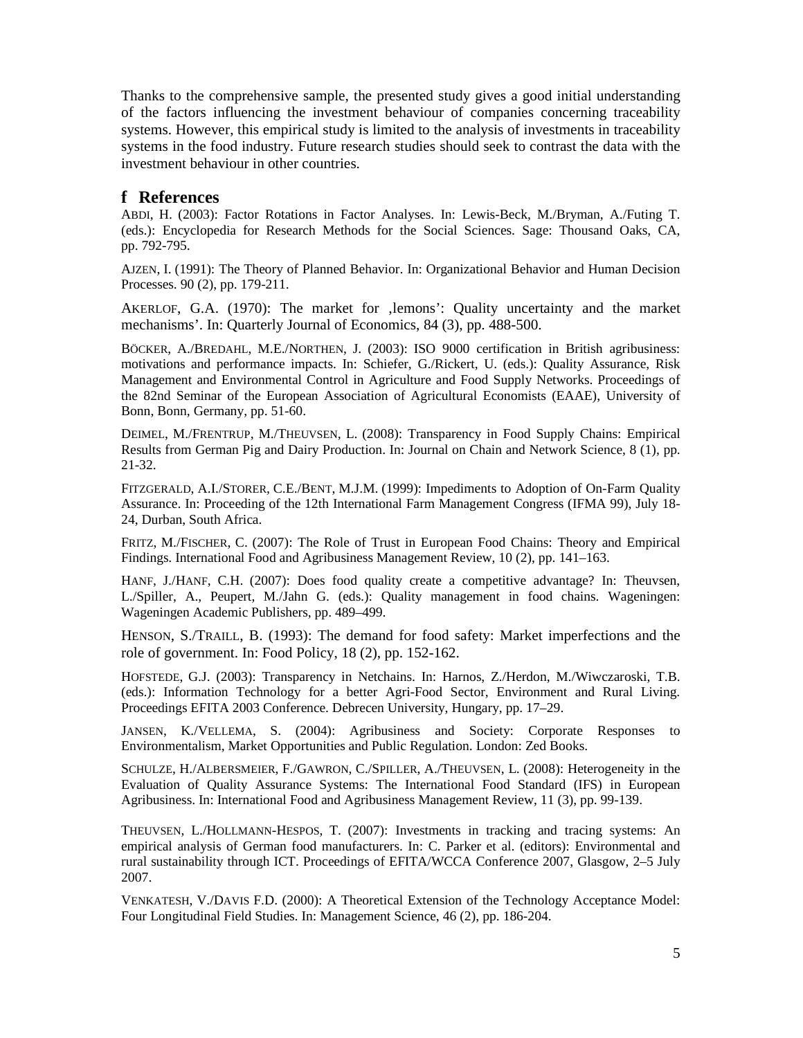Thanks to the comprehensive sample, the presented study gives a good initial understanding of the factors influencing the investment behaviour of companies concerning traceability systems. However, this empirical study is limited to the analysis of investments in traceability systems in the food industry. Future research studies should seek to contrast the data with the investment behaviour in other countries.

## f References

ABDI, H. (2003): Factor Rotations in Factor Analyses. In: Lewis-Beck, M./Bryman, A./Futing T. (eds.): Encyclopedia for Research Methods for the Social Sciences. Sage: Thousand Oaks, CA, pp. 792-795.

AJZEN, I. (1991): The Theory of Planned Behavior. In: Organizational Behavior and Human Decision Processes. 90 (2), pp. 179-211.

AKERLOF, G.A. (1970): The market for ‚lemons': Quality uncertainty and the market mechanisms'. In: Quarterly Journal of Economics, 84 (3), pp. 488-500.

BÖCKER, A./BREDAHL, M.E./NORTHEN, J. (2003): ISO 9000 certification in British agribusiness: motivations and performance impacts. In: Schiefer, G./Rickert, U. (eds.): Quality Assurance, Risk Management and Environmental Control in Agriculture and Food Supply Networks. Proceedings of the 82nd Seminar of the European Association of Agricultural Economists (EAAE), University of Bonn, Bonn, Germany, pp. 51-60.

DEIMEL, M./FRENTRUP, M./THEUVSEN, L. (2008): Transparency in Food Supply Chains: Empirical Results from German Pig and Dairy Production. In: Journal on Chain and Network Science, 8 (1), pp. 21-32.

FITZGERALD, A.I./STORER, C.E./BENT, M.J.M. (1999): Impediments to Adoption of On-Farm Quality Assurance. In: Proceeding of the 12th International Farm Management Congress (IFMA 99), July 18-24, Durban, South Africa.

FRITZ, M./FISCHER, C. (2007): The Role of Trust in European Food Chains: Theory and Empirical Findings. International Food and Agribusiness Management Review, 10 (2), pp. 141–163.

HANF, J./HANF, C.H. (2007): Does food quality create a competitive advantage? In: Theuvsen, L./Spiller, A., Peupert, M./Jahn G. (eds.): Quality management in food chains. Wageningen: Wageningen Academic Publishers, pp. 489–499.

HENSON, S./TRAILL, B. (1993): The demand for food safety: Market imperfections and the role of government. In: Food Policy, 18 (2), pp. 152-162.

HOFSTEDE, G.J. (2003): Transparency in Netchains. In: Harnos, Z./Herdon, M./Wiwczaroski, T.B. (eds.): Information Technology for a better Agri-Food Sector, Environment and Rural Living. Proceedings EFITA 2003 Conference. Debrecen University, Hungary, pp. 17–29.

JANSEN, K./VELLEMA, S. (2004): Agribusiness and Society: Corporate Responses to Environmentalism, Market Opportunities and Public Regulation. London: Zed Books.

SCHULZE, H./ALBERSMEIER, F./GAWRON, C./SPILLER, A./THEUVSEN, L. (2008): Heterogeneity in the Evaluation of Quality Assurance Systems: The International Food Standard (IFS) in European Agribusiness. In: International Food and Agribusiness Management Review, 11 (3), pp. 99-139.

THEUVSEN, L./HOLLMANN-HESPOS, T. (2007): Investments in tracking and tracing systems: An empirical analysis of German food manufacturers. In: C. Parker et al. (editors): Environmental and rural sustainability through ICT. Proceedings of EFITA/WCCA Conference 2007, Glasgow, 2–5 July 2007.

VENKATESH, V./DAVIS F.D. (2000): A Theoretical Extension of the Technology Acceptance Model: Four Longitudinal Field Studies. In: Management Science, 46 (2), pp. 186-204.